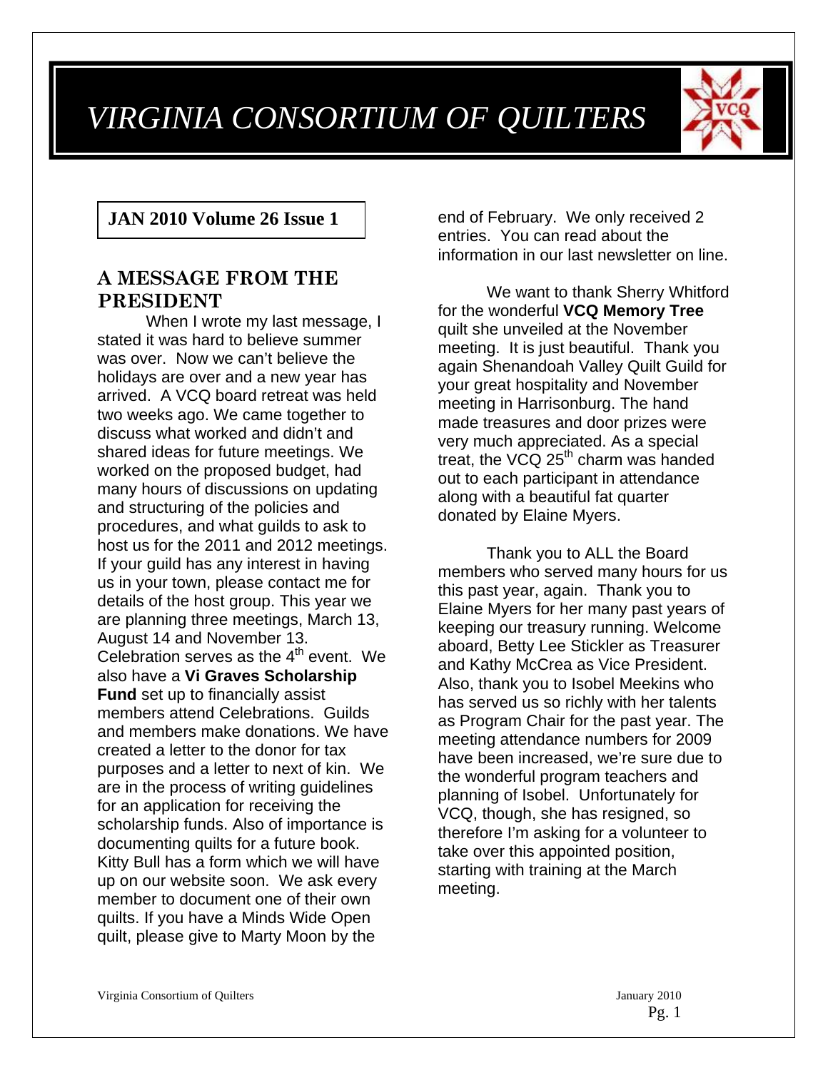# VIRGINIA CONSORTIUM OF QUILTERS

**JAN 2010 Volume 26 Issue 1**

## A MESSAGE FROM THE PRESIDENT

When I wrote my last message, I stated it was hard to believe summer was over. Now we can't believe the holidays are over and a new year has arrived. A VCQ board retreat was held two weeks ago. We came together to discuss what worked and didn't and shared ideas for future meetings. We worked on the proposed budget, had many hours of discussions on updating and structuring of the policies and procedures, and what guilds to ask to host us for the 2011 and 2012 meetings. If your guild has any interest in having us in your town, please contact me for details of the host group. This year we are planning three meetings, March 13, August 14 and November 13. Celebration serves as the 4th event. We also have a **Vi Graves Scholarship Fund** set up to financially assist members attend Celebrations. Guilds and members make donations. We have created a letter to the donor for tax purposes and a letter to next of kin. We are in the process of writing guidelines for an application for receiving the scholarship funds. Also of importance is documenting quilts for a future book. Kitty Bull has a form which we will have up on our website soon. We ask every member to document one of their own quilts. If you have a Minds Wide Open quilt, please give to Marty Moon by the end of February. We only received 2 entries. You can read about the information in our last newsletter on line.

We want to thank Sherry Whitford for the wonderful **VCQ Memory Tree** quilt she unveiled at the November meeting. It is just beautiful. Thank you again Shenandoah Valley Quilt Guild for your great hospitality and November meeting in Harrisonburg. The hand made treasures and door prizes were very much appreciated. As a special treat, the VCQ 25th charm was handed out to each participant in attendance along with a beautiful fat quarter donated by Elaine Myers.

Thank you to ALL the Board members who served many hours for us this past year, again. Thank you to Elaine Myers for her many past years of keeping our treasury running. Welcome aboard, Betty Lee Stickler as Treasurer and Kathy McCrea as Vice President. Also, thank you to Isobel Meekins who has served us so richly with her talents as Program Chair for the past year. The meeting attendance numbers for 2009 have been increased, we're sure due to the wonderful program teachers and planning of Isobel. Unfortunately for VCQ, though, she has resigned, so therefore I'm asking for a volunteer to take over this appointed position, starting with training at the March meeting.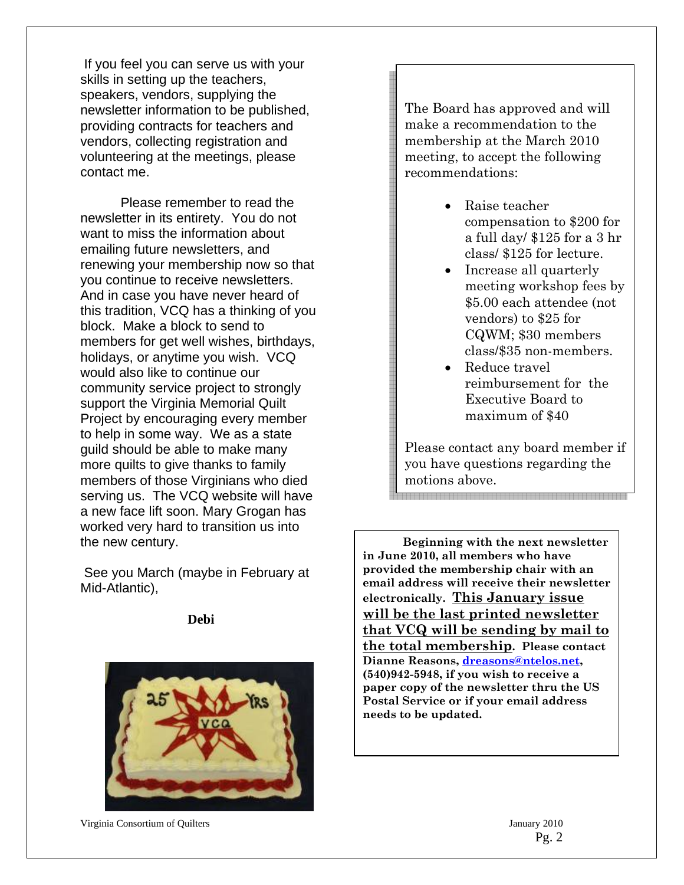If you feel you can serve us with your skills in setting up the teachers, speakers, vendors, supplying the newsletter information to be published, providing contracts for teachers and vendors, collecting registration and volunteering at the meetings, please contact me.

Please remember to read the newsletter in its entirety. You do not want to miss the information about emailing future newsletters, and renewing your membership now so that you continue to receive newsletters. And in case you have never heard of this tradition, VCQ has a thinking of you block. Make a block to send to members for get well wishes, birthdays, holidays, or anytime you wish. VCQ would also like to continue our community service project to strongly support the Virginia Memorial Quilt Project by encouraging every member to help in some way. We as a state guild should be able to make many more quilts to give thanks to family members of those Virginians who died serving us. The VCQ website will have a new face lift soon. Mary Grogan has worked very hard to transition us into the new century.

See you March (maybe in February at Mid-Atlantic),

**Debi**

The Board has approved and will make a recommendation to the membership at the March 2010 meeting, to accept the following recommendations:

- Raise teacher compensation to $200 for a full day/ $125 for a 3 hr class/ $125 for lecture.
- Increase all quarterly meeting workshop fees by $5.00 each attendee (not vendors) to $25 for CQWM; $30 members class/$35 non-members.
- Reduce travel reimbursement for the Executive Board to maximum of $40

Please contact any board member if you have questions regarding the motions above.

**Beginning with the next newsletter in June 2010, all members who have provided the membership chair with an email address will receive their newsletter electronically. <u>This January issue will be the last printed newsletter that VCQ will be sending by mail to the total membership</u>. Please contact Dianne Reasons, dreasons@ntelos.net, (540)942-5948, if you wish to receive a paper copy of the newsletter thru the US Postal Service or if your email address needs to be updated.**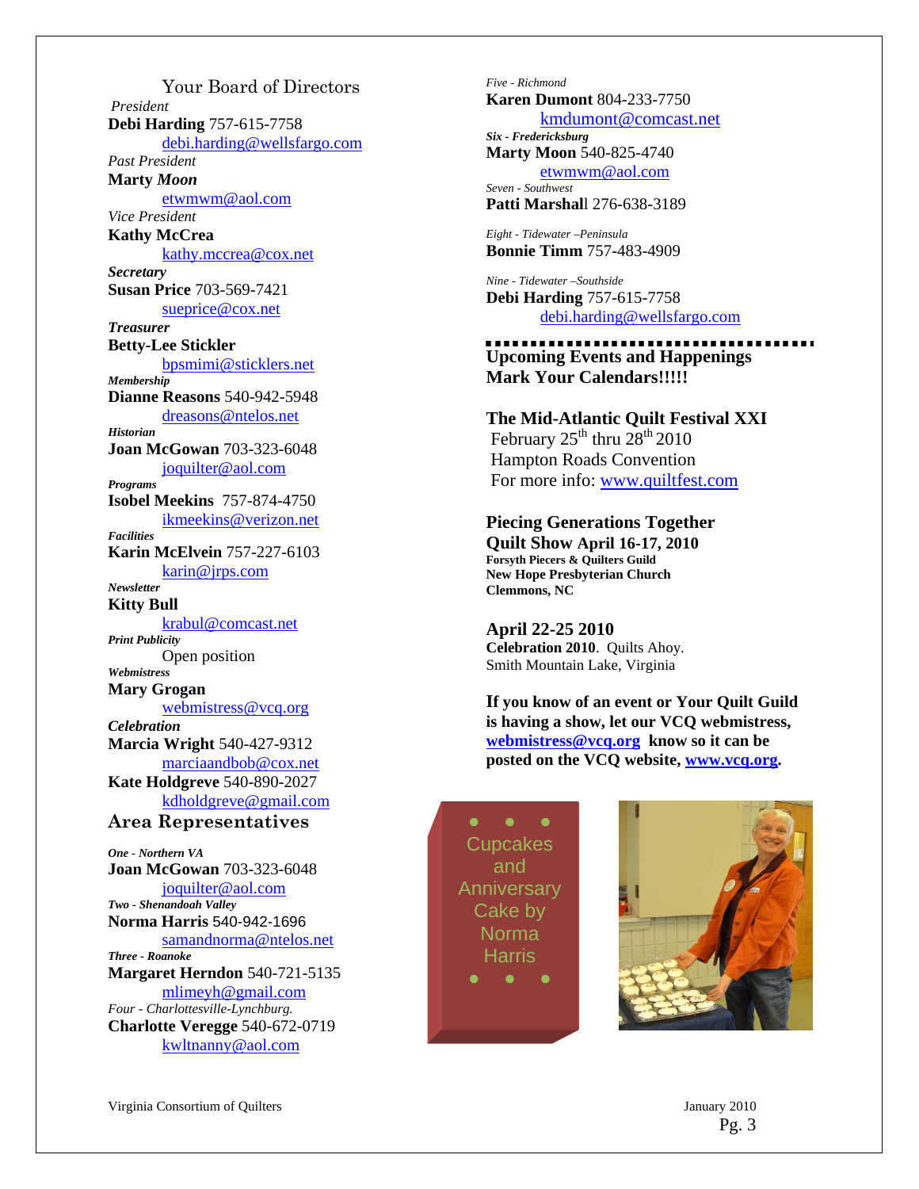## Your Board of Directors

*President*
**Debi Harding** 757-615-7758
debi.harding@wellsfargo.com

*Past President*
**Marty *Moon***
etwmwm@aol.com

*Vice President*
**Kathy McCrea**
kathy.mccrea@cox.net

***Secretary***
**Susan Price** 703-569-7421
sueprice@cox.net

***Treasurer***
**Betty-Lee Stickler**
bpsmimi@sticklers.net

***Membership***
**Dianne Reasons** 540-942-5948
dreasons@ntelos.net

***Historian***
**Joan McGowan** 703-323-6048
joquilter@aol.com

***Programs***
**Isobel Meekins** 757-874-4750
ikmeekins@verizon.net

***Facilities***
**Karin McElvein** 757-227-6103
karin@jrps.com

***Newsletter***
**Kitty Bull**
krabul@comcast.net

***Print Publicity***
Open position

***Webmistress***
**Mary Grogan**
webmistress@vcq.org

***Celebration***
**Marcia Wright** 540-427-9312
marciaandbob@cox.net
**Kate Holdgreve** 540-890-2027
kdholdgreve@gmail.com

## Area Representatives

***One - Northern VA***
**Joan McGowan** 703-323-6048
joquilter@aol.com

***Two - Shenandoah Valley***
**Norma Harris** 540-942-1696
samandnorma@ntelos.net

***Three - Roanoke***
**Margaret Herndon** 540-721-5135
mlimeyh@gmail.com

*Four - Charlottesville-Lynchburg.*
**Charlotte Veregge** 540-672-0719
kwltnanny@aol.com

*Five - Richmond*
**Karen Dumont** 804-233-7750
kmdumont@comcast.net

***Six - Fredericksburg***
**Marty Moon** 540-825-4740
etwmwm@aol.com

*Seven - Southwest*
**Patti Marshal**l 276-638-3189

*Eight - Tidewater –Peninsula*
**Bonnie Timm** 757-483-4909

*Nine - Tidewater –Southside*
**Debi Harding** 757-615-7758
debi.harding@wellsfargo.com

---

**Upcoming Events and Happenings**
**Mark Your Calendars!!!!!**

**The Mid-Atlantic Quilt Festival XXI**
February 25th thru 28th 2010
Hampton Roads Convention
For more info: www.quiltfest.com

**Piecing Generations Together**
**Quilt Show April 16-17, 2010**
**Forsyth Piecers & Quilters Guild**
**New Hope Presbyterian Church**
**Clemmons, NC**

**April 22-25 2010**
**Celebration 2010**. Quilts Ahoy.
Smith Mountain Lake, Virginia

**If you know of an event or Your Quilt Guild is having a show, let our VCQ webmistress, webmistress@vcq.org know so it can be posted on the VCQ website, www.vcq.org.**

Cupcakes and Anniversary Cake by Norma Harris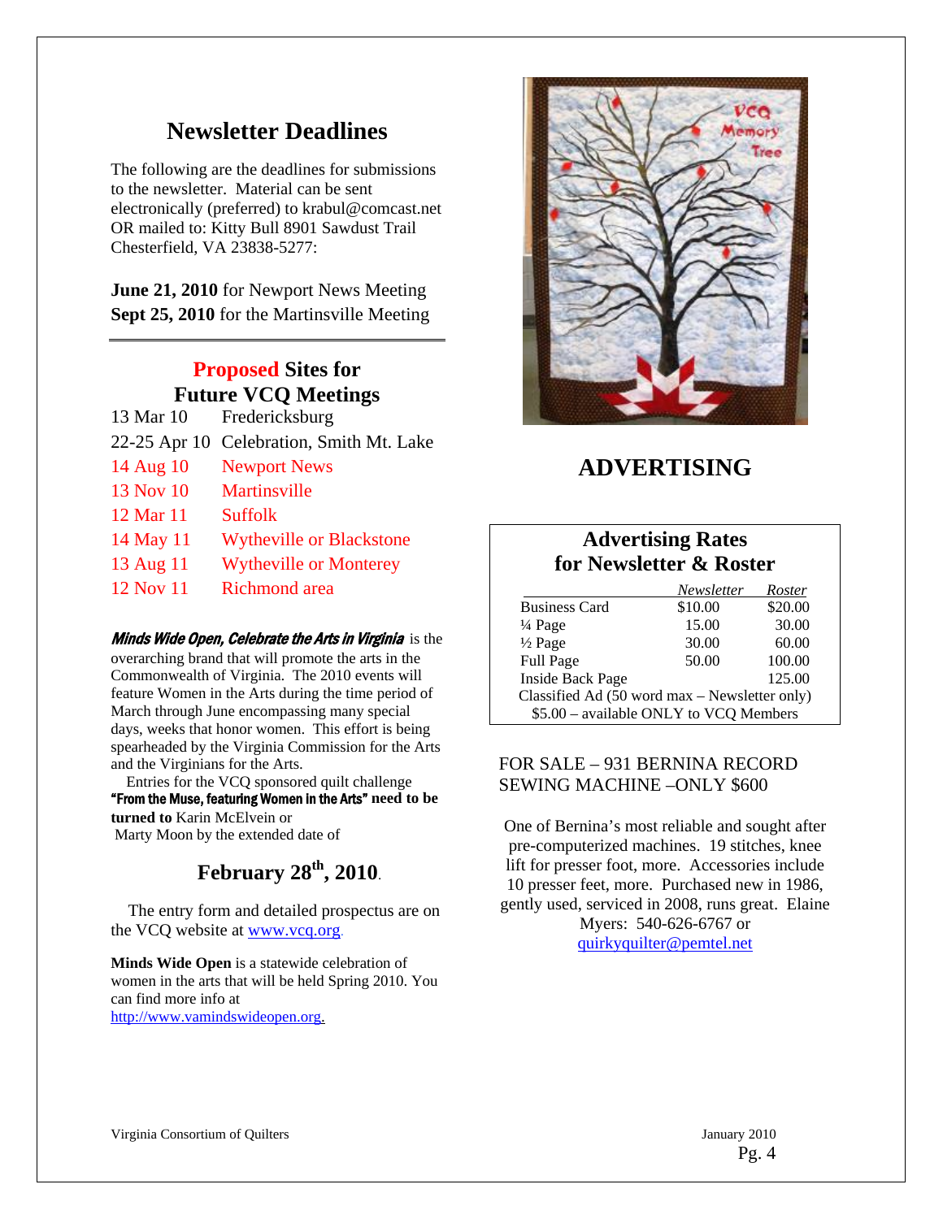## Newsletter Deadlines

The following are the deadlines for submissions to the newsletter. Material can be sent electronically (preferred) to krabul@comcast.net OR mailed to: Kitty Bull 8901 Sawdust Trail Chesterfield, VA 23838-5277:

**June 21, 2010** for Newport News Meeting
**Sept 25, 2010** for the Martinsville Meeting

## Proposed Sites for Future VCQ Meetings

| | |
|---|---|
| 13 Mar 10 | Fredericksburg |
| 22-25 Apr 10 | Celebration, Smith Mt. Lake |
| 14 Aug 10 | Newport News |
| 13 Nov 10 | Martinsville |
| 12 Mar 11 | Suffolk |
| 14 May 11 | Wytheville or Blackstone |
| 13 Aug 11 | Wytheville or Monterey |
| 12 Nov 11 | Richmond area |

***Minds Wide Open, Celebrate the Arts in Virginia*** is the overarching brand that will promote the arts in the Commonwealth of Virginia. The 2010 events will feature Women in the Arts during the time period of March through June encompassing many special days, weeks that honor women. This effort is being spearheaded by the Virginia Commission for the Arts and the Virginians for the Arts.

Entries for the VCQ sponsored quilt challenge **"From the Muse, featuring Women in the Arts" need to be turned to** Karin McElvein or Marty Moon by the extended date of

### February 28th, 2010.

The entry form and detailed prospectus are on the VCQ website at www.vcq.org.

**Minds Wide Open** is a statewide celebration of women in the arts that will be held Spring 2010. You can find more info at http://www.vamindswideopen.org.

## ADVERTISING

### Advertising Rates for Newsletter & Roster

| | Newsletter | Roster |
|---|---|---|
| Business Card | $10.00 | $20.00 |
| ¼ Page | 15.00 | 30.00 |
| ½ Page | 30.00 | 60.00 |
| Full Page | 50.00 | 100.00 |
| Inside Back Page | | 125.00 |

Classified Ad (50 word max – Newsletter only) $5.00 – available ONLY to VCQ Members

FOR SALE – 931 BERNINA RECORD SEWING MACHINE –ONLY $600

One of Bernina's most reliable and sought after pre-computerized machines. 19 stitches, knee lift for presser foot, more. Accessories include 10 presser feet, more. Purchased new in 1986, gently used, serviced in 2008, runs great. Elaine Myers: 540-626-6767 or quirkyquilter@pemtel.net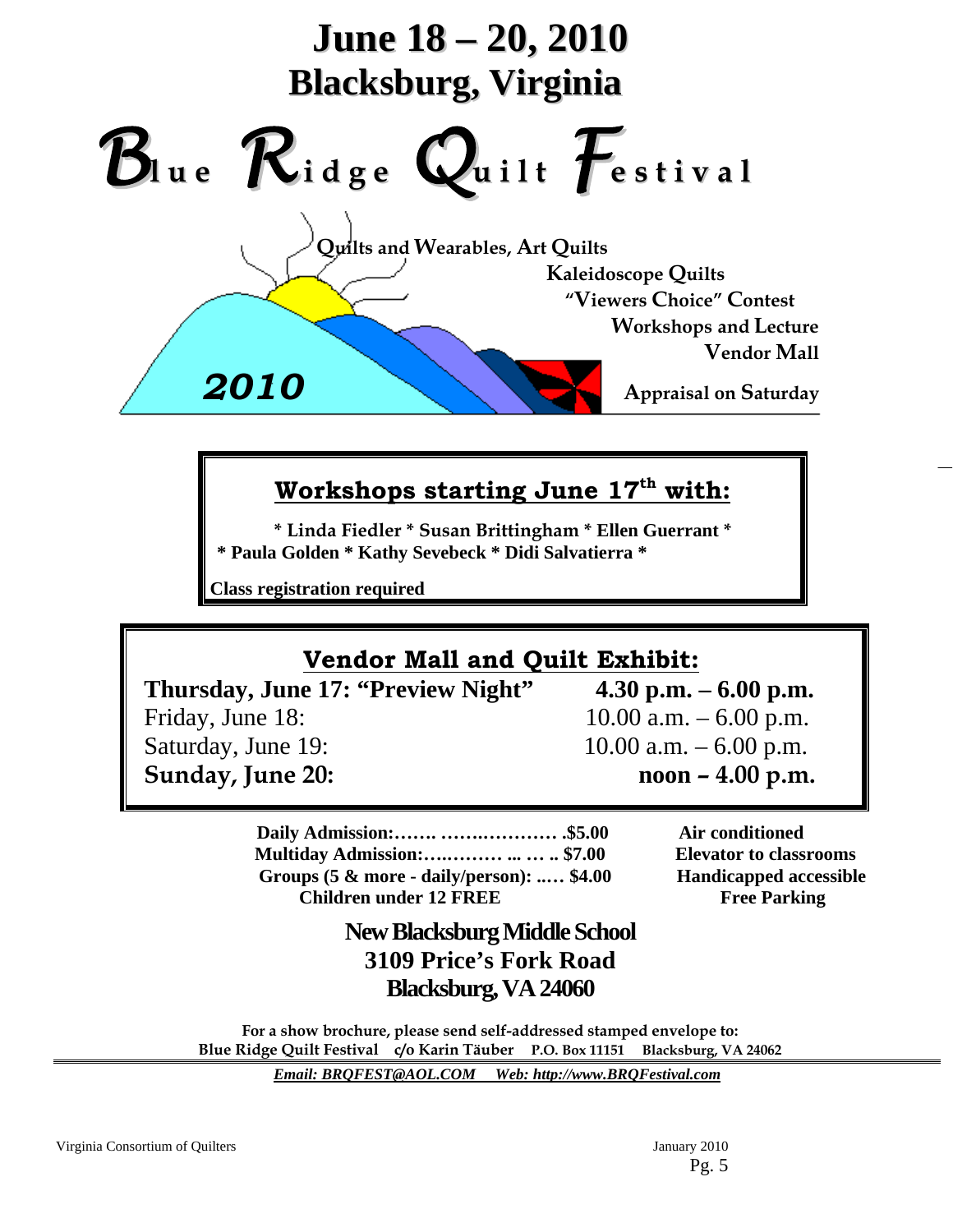# June 18 – 20, 2010
# Blackburg, Virginia

# Blue Ridge Quilt Festival

**Quilts and Wearables, Art Quilts**
**Kaleidoscope Quilts**
**"Viewers Choice" Contest**
**Workshops and Lecture**
**Vendor Mall**
**Appraisal on Saturday**

*2010*

## Workshops starting June 17th with:

**\* Linda Fiedler \* Susan Brittingham \* Ellen Guerrant \***
**\* Paula Golden \* Kathy Sevebeck \* Didi Salvatierra \***

**Class registration required**

## Vendor Mall and Quilt Exhibit:

| | |
|---|---|
| **Thursday, June 17: "Preview Night"** | **4.30 p.m. – 6.00 p.m.** |
| Friday, June 18: | 10.00 a.m. – 6.00 p.m. |
| Saturday, June 19: | 10.00 a.m. – 6.00 p.m. |
| **Sunday, June 20:** | **noon – 4.00 p.m.** |

**Daily Admission:……. …….………… .$5.00**
**Multiday Admission:….……… ... … .. $7.00**
**Groups (5 & more - daily/person): ..… $4.00**
**Children under 12 FREE**

**Air conditioned**
**Elevator to classrooms**
**Handicapped accessible**
**Free Parking**

**New Blacksburg Middle School**
**3109 Price's Fork Road**
**Blacksburg, VA 24060**

**For a show brochure, please send self-addressed stamped envelope to:**
**Blue Ridge Quilt Festival c/o Karin Täuber P.O. Box 11151 Blacksburg, VA 24062**

***Email: BRQFEST@AOL.COM Web: http://www.BRQFestival.com***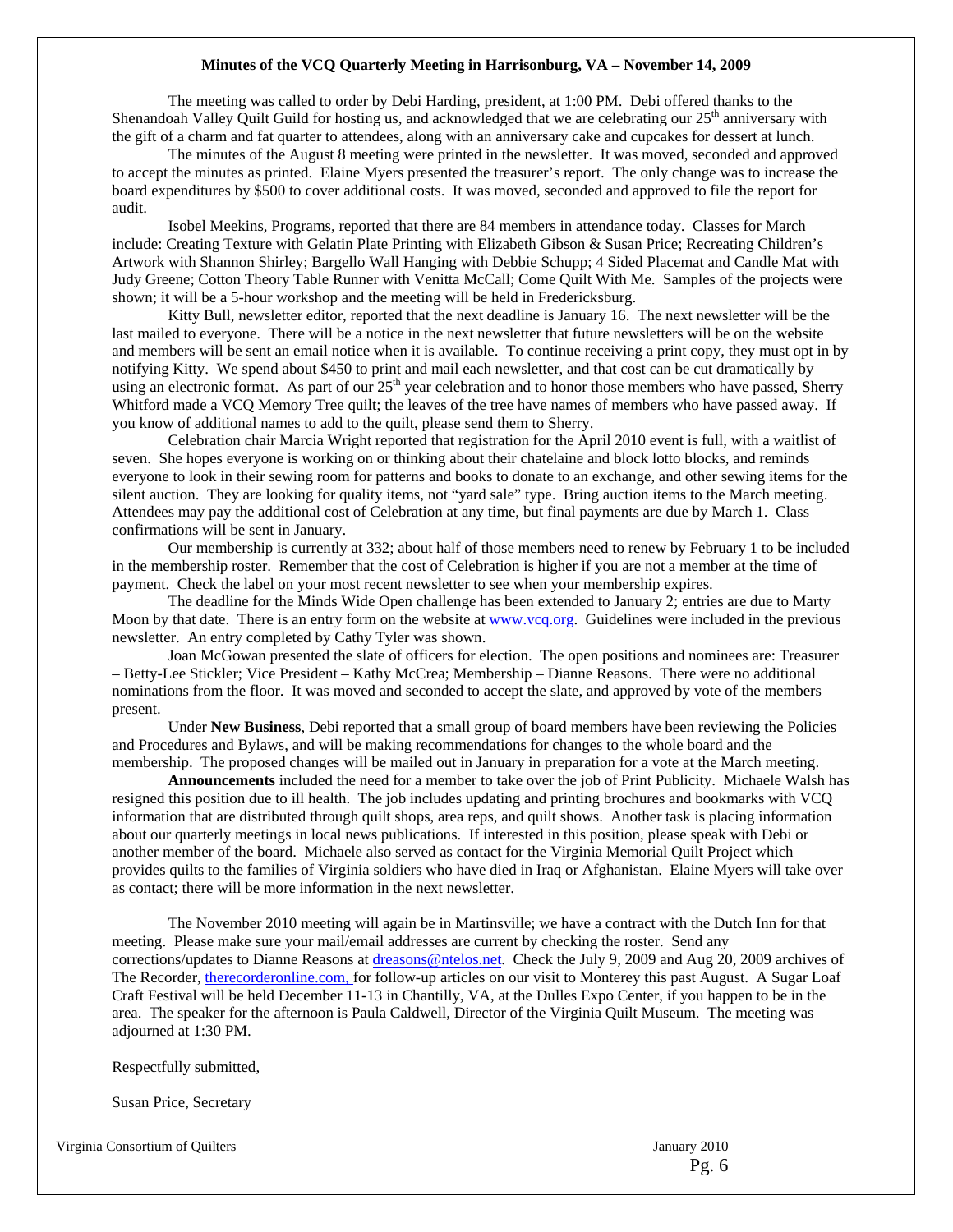**Minutes of the VCQ Quarterly Meeting in Harrisonburg, VA – November 14, 2009**

The meeting was called to order by Debi Harding, president, at 1:00 PM. Debi offered thanks to the Shenandoah Valley Quilt Guild for hosting us, and acknowledged that we are celebrating our 25th anniversary with the gift of a charm and fat quarter to attendees, along with an anniversary cake and cupcakes for dessert at lunch.

The minutes of the August 8 meeting were printed in the newsletter. It was moved, seconded and approved to accept the minutes as printed. Elaine Myers presented the treasurer's report. The only change was to increase the board expenditures by $500 to cover additional costs. It was moved, seconded and approved to file the report for audit.

Isobel Meekins, Programs, reported that there are 84 members in attendance today. Classes for March include: Creating Texture with Gelatin Plate Printing with Elizabeth Gibson & Susan Price; Recreating Children's Artwork with Shannon Shirley; Bargello Wall Hanging with Debbie Schupp; 4 Sided Placemat and Candle Mat with Judy Greene; Cotton Theory Table Runner with Venitta McCall; Come Quilt With Me. Samples of the projects were shown; it will be a 5-hour workshop and the meeting will be held in Fredericksburg.

Kitty Bull, newsletter editor, reported that the next deadline is January 16. The next newsletter will be the last mailed to everyone. There will be a notice in the next newsletter that future newsletters will be on the website and members will be sent an email notice when it is available. To continue receiving a print copy, they must opt in by notifying Kitty. We spend about $450 to print and mail each newsletter, and that cost can be cut dramatically by using an electronic format. As part of our 25th year celebration and to honor those members who have passed, Sherry Whitford made a VCQ Memory Tree quilt; the leaves of the tree have names of members who have passed away. If you know of additional names to add to the quilt, please send them to Sherry.

Celebration chair Marcia Wright reported that registration for the April 2010 event is full, with a waitlist of seven. She hopes everyone is working on or thinking about their chatelaine and block lotto blocks, and reminds everyone to look in their sewing room for patterns and books to donate to an exchange, and other sewing items for the silent auction. They are looking for quality items, not "yard sale" type. Bring auction items to the March meeting. Attendees may pay the additional cost of Celebration at any time, but final payments are due by March 1. Class confirmations will be sent in January.

Our membership is currently at 332; about half of those members need to renew by February 1 to be included in the membership roster. Remember that the cost of Celebration is higher if you are not a member at the time of payment. Check the label on your most recent newsletter to see when your membership expires.

The deadline for the Minds Wide Open challenge has been extended to January 2; entries are due to Marty Moon by that date. There is an entry form on the website at www.vcq.org. Guidelines were included in the previous newsletter. An entry completed by Cathy Tyler was shown.

Joan McGowan presented the slate of officers for election. The open positions and nominees are: Treasurer – Betty-Lee Stickler; Vice President – Kathy McCrea; Membership – Dianne Reasons. There were no additional nominations from the floor. It was moved and seconded to accept the slate, and approved by vote of the members present.

Under **New Business**, Debi reported that a small group of board members have been reviewing the Policies and Procedures and Bylaws, and will be making recommendations for changes to the whole board and the membership. The proposed changes will be mailed out in January in preparation for a vote at the March meeting.

**Announcements** included the need for a member to take over the job of Print Publicity. Michaele Walsh has resigned this position due to ill health. The job includes updating and printing brochures and bookmarks with VCQ information that are distributed through quilt shops, area reps, and quilt shows. Another task is placing information about our quarterly meetings in local news publications. If interested in this position, please speak with Debi or another member of the board. Michaele also served as contact for the Virginia Memorial Quilt Project which provides quilts to the families of Virginia soldiers who have died in Iraq or Afghanistan. Elaine Myers will take over as contact; there will be more information in the next newsletter.

The November 2010 meeting will again be in Martinsville; we have a contract with the Dutch Inn for that meeting. Please make sure your mail/email addresses are current by checking the roster. Send any corrections/updates to Dianne Reasons at dreasons@ntelos.net. Check the July 9, 2009 and Aug 20, 2009 archives of The Recorder, therecorderonline.com, for follow-up articles on our visit to Monterey this past August. A Sugar Loaf Craft Festival will be held December 11-13 in Chantilly, VA, at the Dulles Expo Center, if you happen to be in the area. The speaker for the afternoon is Paula Caldwell, Director of the Virginia Quilt Museum. The meeting was adjourned at 1:30 PM.

Respectfully submitted,

Susan Price, Secretary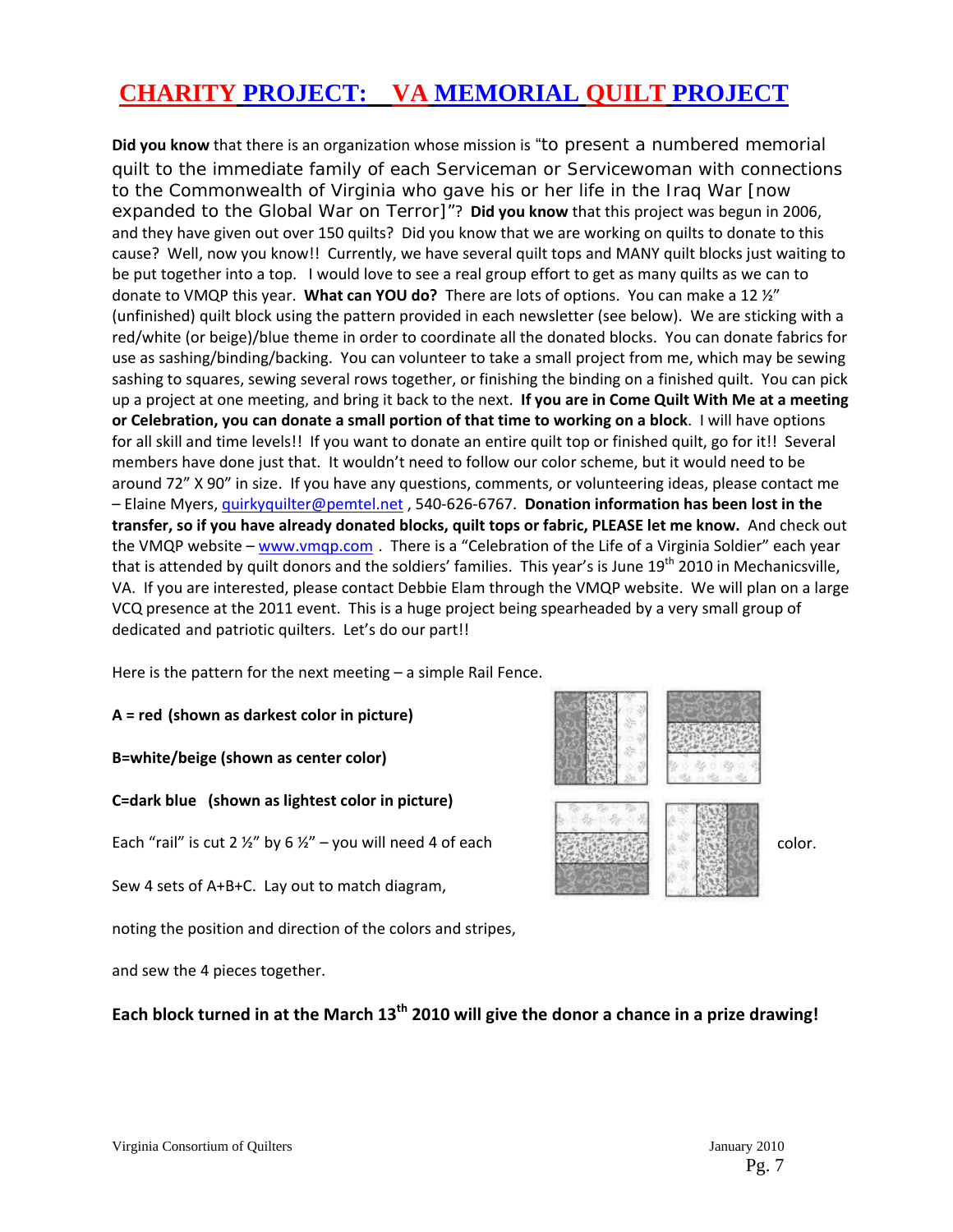# CHARITY PROJECT: VA MEMORIAL QUILT PROJECT

**Did you know** that there is an organization whose mission is "to present a numbered memorial quilt to the immediate family of each Serviceman or Servicewoman with connections to the Commonwealth of Virginia who gave his or her life in the Iraq War [now expanded to the Global War on Terror]"? **Did you know** that this project was begun in 2006, and they have given out over 150 quilts? Did you know that we are working on quilts to donate to this cause? Well, now you know!! Currently, we have several quilt tops and MANY quilt blocks just waiting to be put together into a top. I would love to see a real group effort to get as many quilts as we can to donate to VMQP this year. **What can YOU do?** There are lots of options. You can make a 12 ½" (unfinished) quilt block using the pattern provided in each newsletter (see below). We are sticking with a red/white (or beige)/blue theme in order to coordinate all the donated blocks. You can donate fabrics for use as sashing/binding/backing. You can volunteer to take a small project from me, which may be sewing sashing to squares, sewing several rows together, or finishing the binding on a finished quilt. You can pick up a project at one meeting, and bring it back to the next. **If you are in Come Quilt With Me at a meeting or Celebration, you can donate a small portion of that time to working on a block**. I will have options for all skill and time levels!! If you want to donate an entire quilt top or finished quilt, go for it!! Several members have done just that. It wouldn't need to follow our color scheme, but it would need to be around 72" X 90" in size. If you have any questions, comments, or volunteering ideas, please contact me – Elaine Myers, quirkyquilter@pemtel.net , 540-626-6767. **Donation information has been lost in the transfer, so if you have already donated blocks, quilt tops or fabric, PLEASE let me know.** And check out the VMQP website – www.vmqp.com . There is a "Celebration of the Life of a Virginia Soldier" each year that is attended by quilt donors and the soldiers' families. This year's is June 19th 2010 in Mechanicsville, VA. If you are interested, please contact Debbie Elam through the VMQP website. We will plan on a large VCQ presence at the 2011 event. This is a huge project being spearheaded by a very small group of dedicated and patriotic quilters. Let's do our part!!

Here is the pattern for the next meeting – a simple Rail Fence.

**A = red (shown as darkest color in picture)**

**B=white/beige (shown as center color)**

**C=dark blue (shown as lightest color in picture)**

Each "rail" is cut 2 ½" by 6 ½" – you will need 4 of each color.

Sew 4 sets of A+B+C. Lay out to match diagram,

noting the position and direction of the colors and stripes,

and sew the 4 pieces together.

**Each block turned in at the March 13th 2010 will give the donor a chance in a prize drawing!**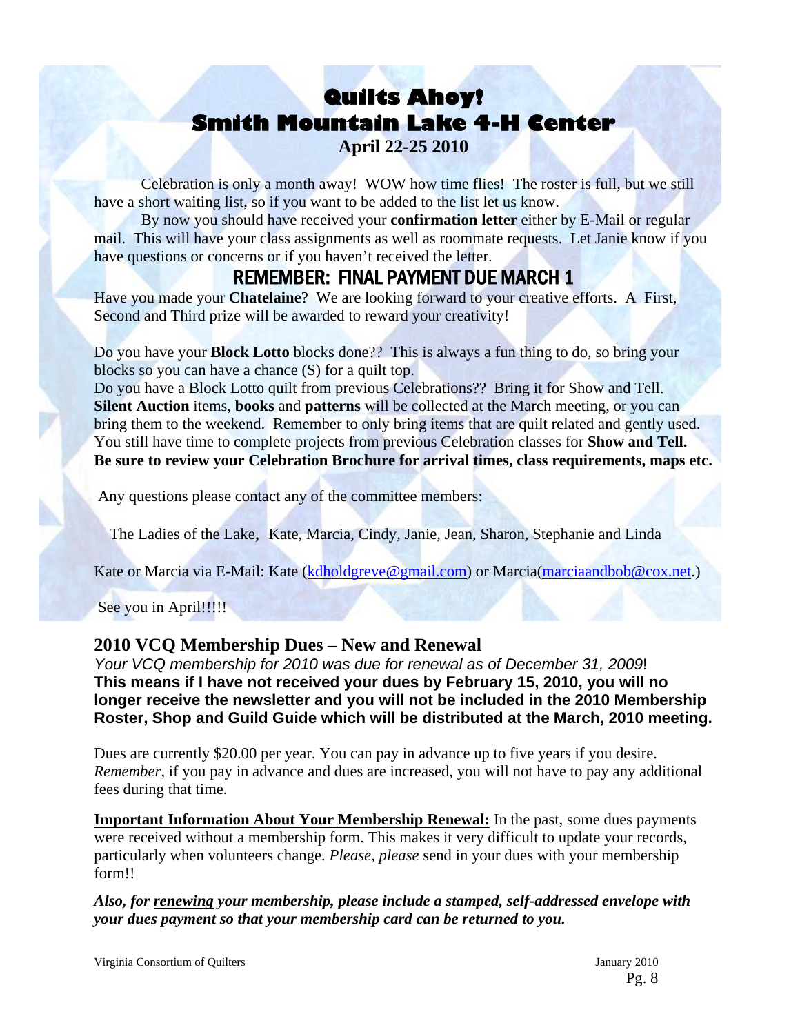# Quilts Ahoy!
# Smith Mountain Lake 4-H Center
**April 22-25 2010**

Celebration is only a month away! WOW how time flies! The roster is full, but we still have a short waiting list, so if you want to be added to the list let us know.

By now you should have received your **confirmation letter** either by E-Mail or regular mail. This will have your class assignments as well as roommate requests. Let Janie know if you have questions or concerns or if you haven't received the letter.

## REMEMBER: FINAL PAYMENT DUE MARCH 1

Have you made your **Chatelaine**? We are looking forward to your creative efforts. A First, Second and Third prize will be awarded to reward your creativity!

Do you have your **Block Lotto** blocks done?? This is always a fun thing to do, so bring your blocks so you can have a chance (S) for a quilt top.
Do you have a Block Lotto quilt from previous Celebrations?? Bring it for Show and Tell.
**Silent Auction** items, **books** and **patterns** will be collected at the March meeting, or you can bring them to the weekend. Remember to only bring items that are quilt related and gently used. You still have time to complete projects from previous Celebration classes for **Show and Tell.**
**Be sure to review your Celebration Brochure for arrival times, class requirements, maps etc.**

Any questions please contact any of the committee members:

The Ladies of the Lake, Kate, Marcia, Cindy, Janie, Jean, Sharon, Stephanie and Linda

Kate or Marcia via E-Mail: Kate (kdholdgreve@gmail.com) or Marcia(marciaandbob@cox.net.)

See you in April!!!!!

## 2010 VCQ Membership Dues – New and Renewal

*Your VCQ membership for 2010 was due for renewal as of December 31, 2009*!
**This means if I have not received your dues by February 15, 2010, you will no longer receive the newsletter and you will not be included in the 2010 Membership Roster, Shop and Guild Guide which will be distributed at the March, 2010 meeting.**

Dues are currently $20.00 per year. You can pay in advance up to five years if you desire. *Remember*, if you pay in advance and dues are increased, you will not have to pay any additional fees during that time.

**Important Information About Your Membership Renewal:** In the past, some dues payments were received without a membership form. This makes it very difficult to update your records, particularly when volunteers change. *Please, please* send in your dues with your membership form!!

***Also, for renewing your membership, please include a stamped, self-addressed envelope with your dues payment so that your membership card can be returned to you.***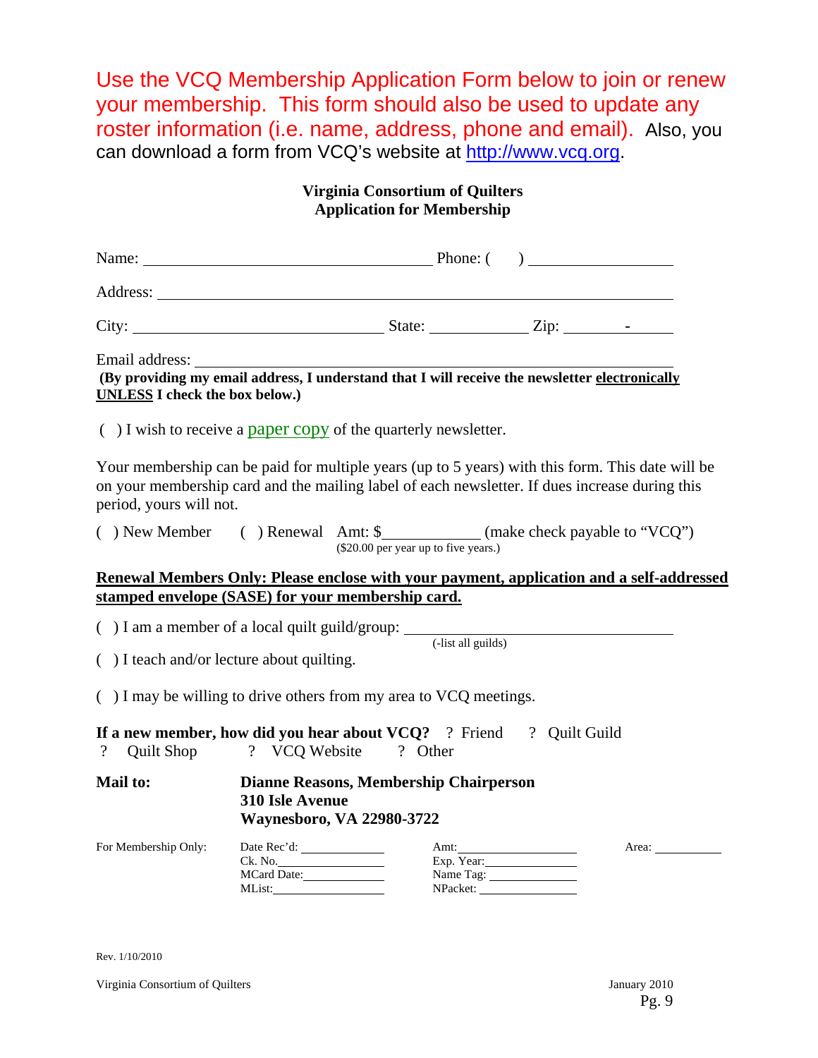Use the VCQ Membership Application Form below to join or renew your membership. This form should also be used to update any roster information (i.e. name, address, phone and email). Also, you can download a form from VCQ's website at http://www.vcq.org.

**Virginia Consortium of Quilters**
**Application for Membership**

Name: ______________________________ Phone: (    ) ______________

Address: ______________________________________________

City: ______________________ State: __________ Zip: ______-______

Email address: ______________________________________________
**(By providing my email address, I understand that I will receive the newsletter electronically UNLESS I check the box below.)**

(  ) I wish to receive a paper copy of the quarterly newsletter.

Your membership can be paid for multiple years (up to 5 years) with this form. This date will be on your membership card and the mailing label of each newsletter. If dues increase during this period, yours will not.

(  ) New Member     (  ) Renewal   Amt: $__________ (make check payable to "VCQ")
($20.00 per year up to five years.)

**Renewal Members Only: Please enclose with your payment, application and a self-addressed stamped envelope (SASE) for your membership card.**

(  ) I am a member of a local quilt guild/group: ______________________________
(-list all guilds)

(  ) I teach and/or lecture about quilting.

(  ) I may be willing to drive others from my area to VCQ meetings.

**If a new member, how did you hear about VCQ?** ? Friend   ? Quilt Guild   ? Quilt Shop   ? VCQ Website   ? Other

**Mail to:** **Dianne Reasons, Membership Chairperson**
**310 Isle Avenue**
**Waynesboro, VA 22980-3722**

For Membership Only:

| Date Rec'd: ________ | Amt: ________ | Area: ________ |
|---|---|---|
| Ck. No. ________ | Exp. Year: ________ | |
| MCard Date: ________ | Name Tag: ________ | |
| MList: ________ | NPacket: ________ | |

Rev. 1/10/2010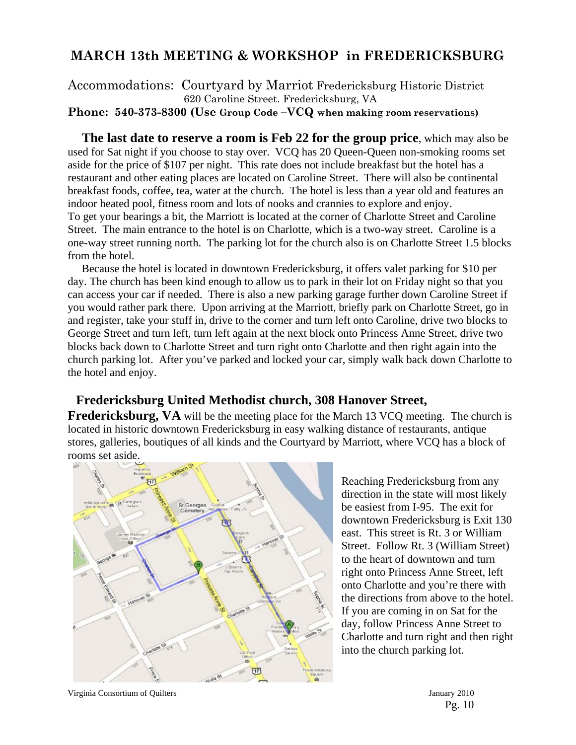# MARCH 13th MEETING & WORKSHOP in FREDERICKSBURG

Accommodations: Courtyard by Marriot Fredericksburg Historic District
620 Caroline Street. Fredericksburg, VA
**Phone: 540-373-8300 (Use Group Code –VCQ when making room reservations)**

**The last date to reserve a room is Feb 22 for the group price**, which may also be used for Sat night if you choose to stay over. VCQ has 20 Queen-Queen non-smoking rooms set aside for the price of $107 per night. This rate does not include breakfast but the hotel has a restaurant and other eating places are located on Caroline Street. There will also be continental breakfast foods, coffee, tea, water at the church. The hotel is less than a year old and features an indoor heated pool, fitness room and lots of nooks and crannies to explore and enjoy.
To get your bearings a bit, the Marriott is located at the corner of Charlotte Street and Caroline Street. The main entrance to the hotel is on Charlotte, which is a two-way street. Caroline is a one-way street running north. The parking lot for the church also is on Charlotte Street 1.5 blocks from the hotel.

Because the hotel is located in downtown Fredericksburg, it offers valet parking for $10 per day. The church has been kind enough to allow us to park in their lot on Friday night so that you can access your car if needed. There is also a new parking garage further down Caroline Street if you would rather park there. Upon arriving at the Marriott, briefly park on Charlotte Street, go in and register, take your stuff in, drive to the corner and turn left onto Caroline, drive two blocks to George Street and turn left, turn left again at the next block onto Princess Anne Street, drive two blocks back down to Charlotte Street and turn right onto Charlotte and then right again into the church parking lot. After you've parked and locked your car, simply walk back down Charlotte to the hotel and enjoy.

**Fredericksburg United Methodist church, 308 Hanover Street, Fredericksburg, VA** will be the meeting place for the March 13 VCQ meeting. The church is located in historic downtown Fredericksburg in easy walking distance of restaurants, antique stores, galleries, boutiques of all kinds and the Courtyard by Marriott, where VCQ has a block of rooms set aside.

Reaching Fredericksburg from any direction in the state will most likely be easiest from I-95. The exit for downtown Fredericksburg is Exit 130 east. This street is Rt. 3 or William Street. Follow Rt. 3 (William Street) to the heart of downtown and turn right onto Princess Anne Street, left onto Charlotte and you're there with the directions from above to the hotel. If you are coming in on Sat for the day, follow Princess Anne Street to Charlotte and turn right and then right into the church parking lot.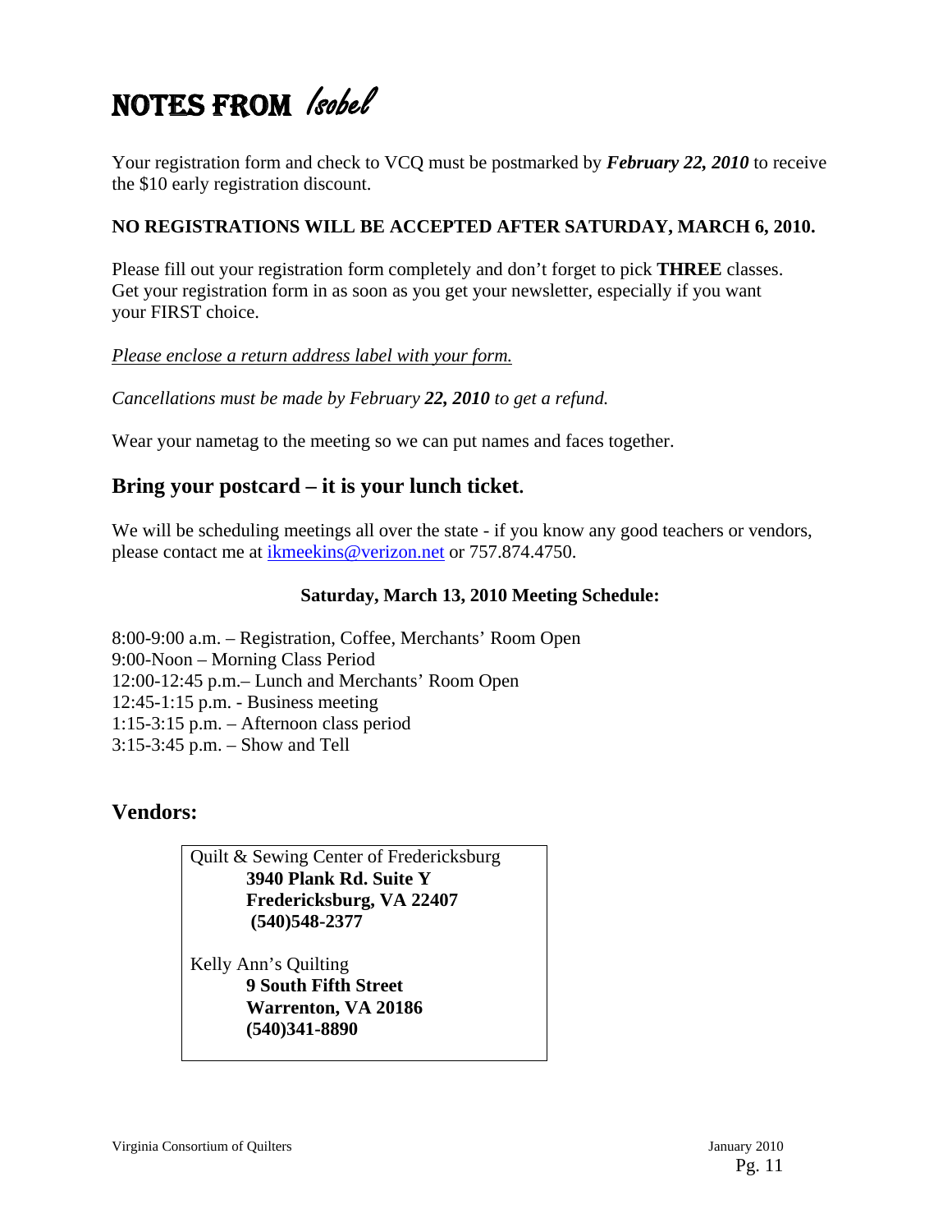# NOTES FROM *Isobel*

Your registration form and check to VCQ must be postmarked by ***February 22, 2010*** to receive the $10 early registration discount.

**NO REGISTRATIONS WILL BE ACCEPTED AFTER SATURDAY, MARCH 6, 2010.**

Please fill out your registration form completely and don't forget to pick **THREE** classes. Get your registration form in as soon as you get your newsletter, especially if you want your FIRST choice.

*Please enclose a return address label with your form.*

*Cancellations must be made by February **22, 2010** to get a refund.*

Wear your nametag to the meeting so we can put names and faces together.

## Bring your postcard – it is your lunch ticket.

We will be scheduling meetings all over the state - if you know any good teachers or vendors, please contact me at ikmeekins@verizon.net or 757.874.4750.

**Saturday, March 13, 2010 Meeting Schedule:**

8:00-9:00 a.m. – Registration, Coffee, Merchants' Room Open
9:00-Noon – Morning Class Period
12:00-12:45 p.m.– Lunch and Merchants' Room Open
12:45-1:15 p.m. - Business meeting
1:15-3:15 p.m. – Afternoon class period
3:15-3:45 p.m. – Show and Tell

## Vendors:

Quilt & Sewing Center of Fredericksburg
**3940 Plank Rd. Suite Y**
**Fredericksburg, VA 22407**
**(540)548-2377**

Kelly Ann's Quilting
**9 South Fifth Street**
**Warrenton, VA 20186**
**(540)341-8890**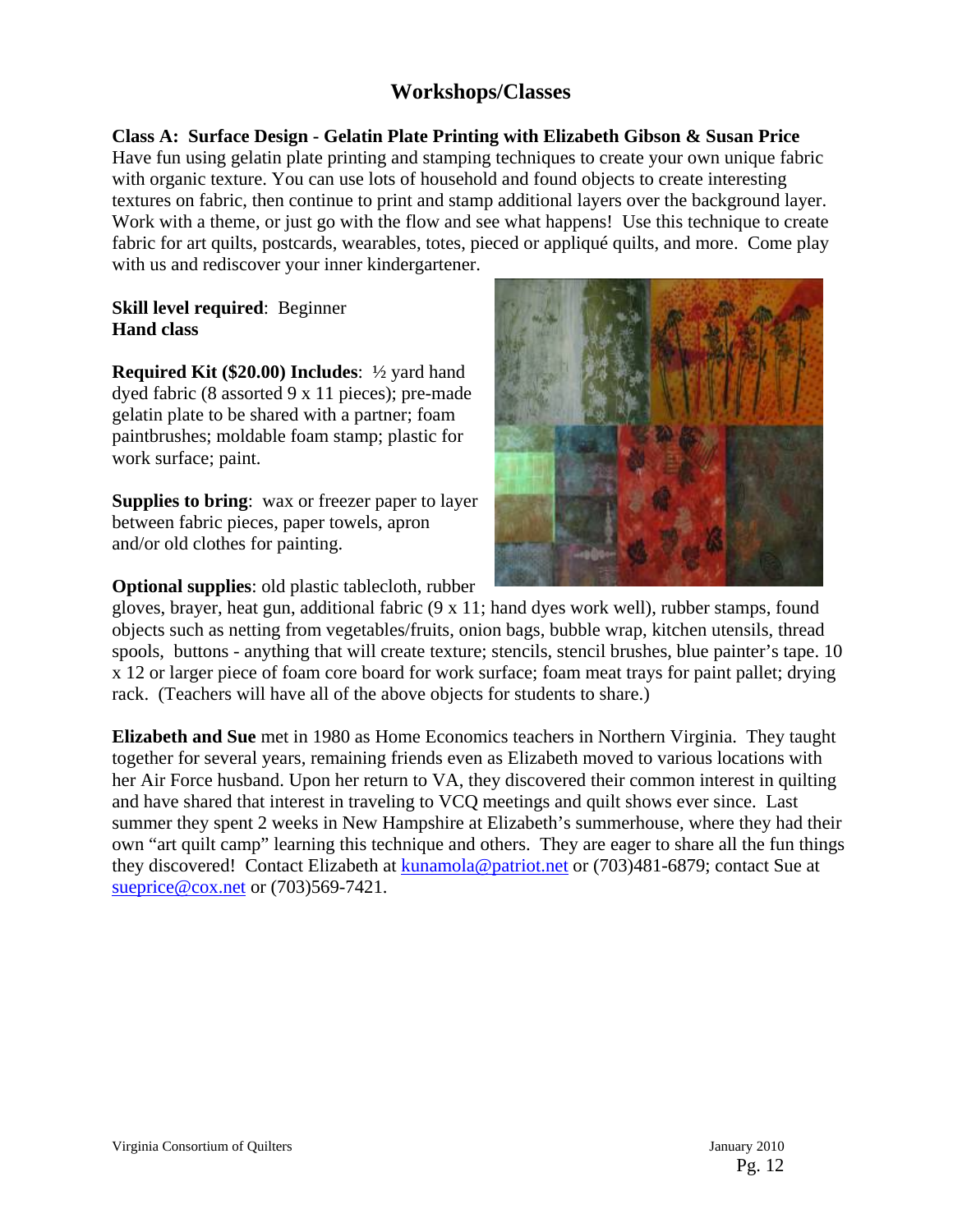## Workshops/Classes

**Class A: Surface Design - Gelatin Plate Printing with Elizabeth Gibson & Susan Price**
Have fun using gelatin plate printing and stamping techniques to create your own unique fabric with organic texture. You can use lots of household and found objects to create interesting textures on fabric, then continue to print and stamp additional layers over the background layer. Work with a theme, or just go with the flow and see what happens! Use this technique to create fabric for art quilts, postcards, wearables, totes, pieced or appliqué quilts, and more. Come play with us and rediscover your inner kindergartener.

**Skill level required**: Beginner
**Hand class**

**Required Kit ($20.00) Includes**: ½ yard hand dyed fabric (8 assorted 9 x 11 pieces); pre-made gelatin plate to be shared with a partner; foam paintbrushes; moldable foam stamp; plastic for work surface; paint.

**Supplies to bring**: wax or freezer paper to layer between fabric pieces, paper towels, apron and/or old clothes for painting.

**Optional supplies**: old plastic tablecloth, rubber gloves, brayer, heat gun, additional fabric (9 x 11; hand dyes work well), rubber stamps, found objects such as netting from vegetables/fruits, onion bags, bubble wrap, kitchen utensils, thread spools, buttons - anything that will create texture; stencils, stencil brushes, blue painter's tape. 10 x 12 or larger piece of foam core board for work surface; foam meat trays for paint pallet; drying rack. (Teachers will have all of the above objects for students to share.)

**Elizabeth and Sue** met in 1980 as Home Economics teachers in Northern Virginia. They taught together for several years, remaining friends even as Elizabeth moved to various locations with her Air Force husband. Upon her return to VA, they discovered their common interest in quilting and have shared that interest in traveling to VCQ meetings and quilt shows ever since. Last summer they spent 2 weeks in New Hampshire at Elizabeth's summerhouse, where they had their own "art quilt camp" learning this technique and others. They are eager to share all the fun things they discovered! Contact Elizabeth at kunamola@patriot.net or (703)481-6879; contact Sue at sueprice@cox.net or (703)569-7421.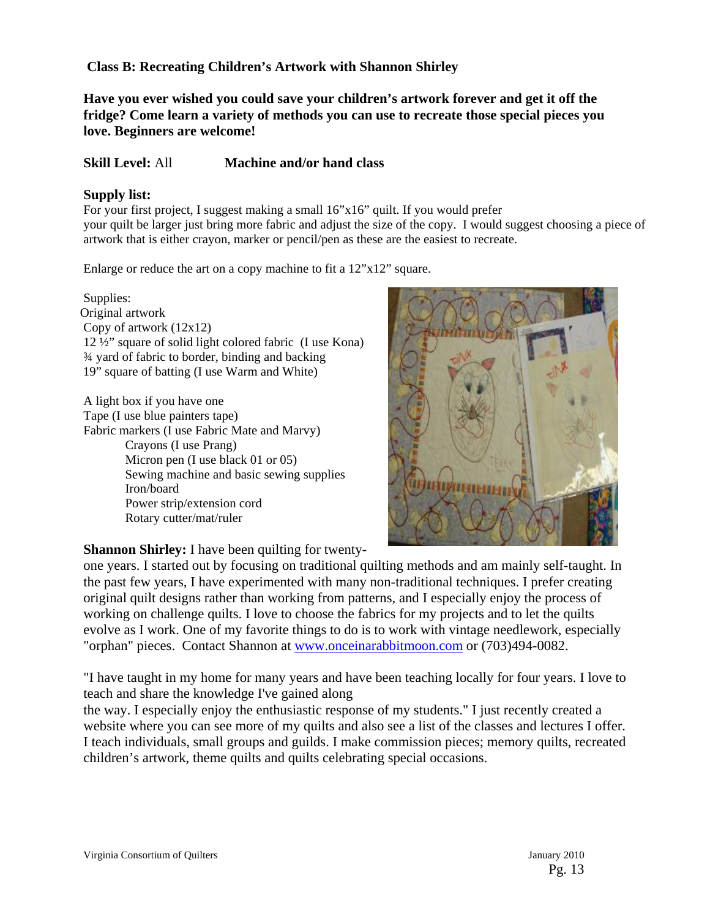## Class B: Recreating Children's Artwork with Shannon Shirley

**Have you ever wished you could save your children's artwork forever and get it off the fridge? Come learn a variety of methods you can use to recreate those special pieces you love. Beginners are welcome!**

**Skill Level:** All **Machine and/or hand class**

**Supply list:**

For your first project, I suggest making a small 16"x16" quilt. If you would prefer your quilt be larger just bring more fabric and adjust the size of the copy. I would suggest choosing a piece of artwork that is either crayon, marker or pencil/pen as these are the easiest to recreate.

Enlarge or reduce the art on a copy machine to fit a 12"x12" square.

Supplies:

- Original artwork
- Copy of artwork (12x12)
- 12 ½" square of solid light colored fabric (I use Kona)
- ¾ yard of fabric to border, binding and backing
- 19" square of batting (I use Warm and White)

- A light box if you have one
- Tape (I use blue painters tape)
- Fabric markers (I use Fabric Mate and Marvy)
- Crayons (I use Prang)
- Micron pen (I use black 01 or 05)
- Sewing machine and basic sewing supplies
- Iron/board
- Power strip/extension cord
- Rotary cutter/mat/ruler

**Shannon Shirley:** I have been quilting for twenty-one years. I started out by focusing on traditional quilting methods and am mainly self-taught. In the past few years, I have experimented with many non-traditional techniques. I prefer creating original quilt designs rather than working from patterns, and I especially enjoy the process of working on challenge quilts. I love to choose the fabrics for my projects and to let the quilts evolve as I work. One of my favorite things to do is to work with vintage needlework, especially "orphan" pieces. Contact Shannon at [www.onceinarabbitmoon.com](www.onceinarabbitmoon.com) or (703)494-0082.

"I have taught in my home for many years and have been teaching locally for four years. I love to teach and share the knowledge I've gained along the way. I especially enjoy the enthusiastic response of my students." I just recently created a website where you can see more of my quilts and also see a list of the classes and lectures I offer. I teach individuals, small groups and guilds. I make commission pieces; memory quilts, recreated children's artwork, theme quilts and quilts celebrating special occasions.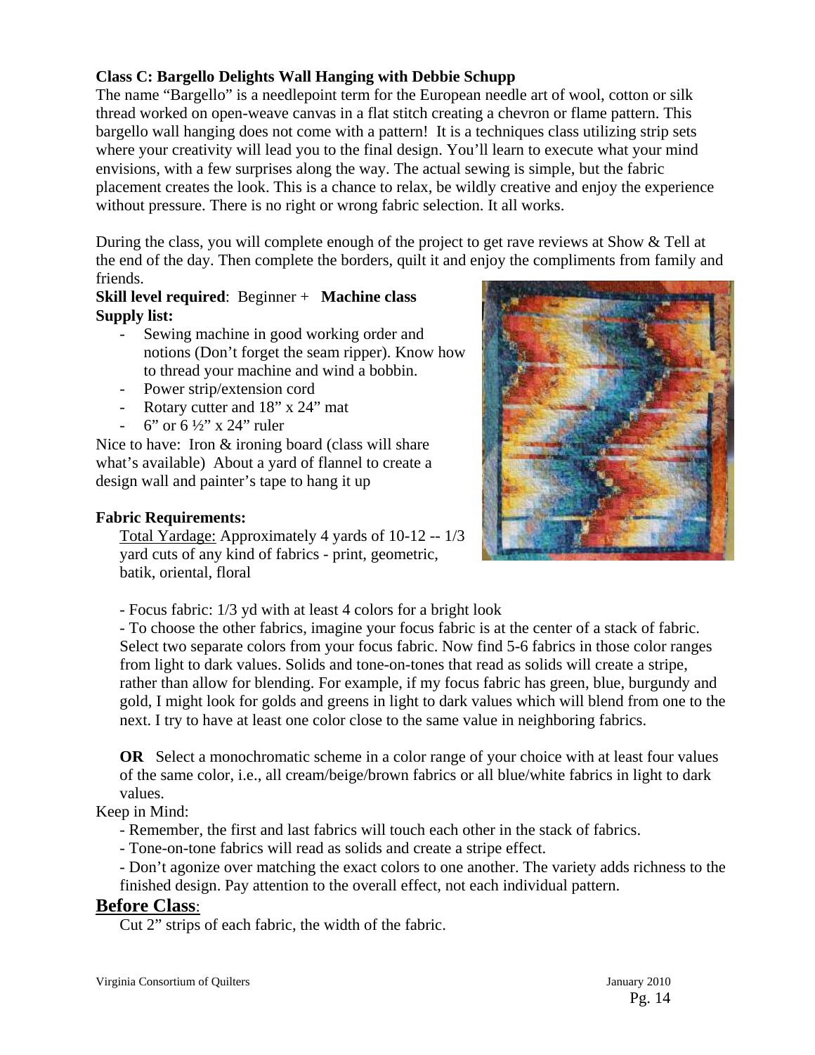**Class C: Bargello Delights Wall Hanging with Debbie Schupp**

The name "Bargello" is a needlepoint term for the European needle art of wool, cotton or silk thread worked on open-weave canvas in a flat stitch creating a chevron or flame pattern. This bargello wall hanging does not come with a pattern! It is a techniques class utilizing strip sets where your creativity will lead you to the final design. You'll learn to execute what your mind envisions, with a few surprises along the way. The actual sewing is simple, but the fabric placement creates the look. This is a chance to relax, be wildly creative and enjoy the experience without pressure. There is no right or wrong fabric selection. It all works.

During the class, you will complete enough of the project to get rave reviews at Show & Tell at the end of the day. Then complete the borders, quilt it and enjoy the compliments from family and friends.

**Skill level required**: Beginner + **Machine class**

**Supply list:**

- Sewing machine in good working order and notions (Don't forget the seam ripper). Know how to thread your machine and wind a bobbin.
- Power strip/extension cord
- Rotary cutter and 18" x 24" mat
- 6" or 6 ½" x 24" ruler

Nice to have: Iron & ironing board (class will share what's available) About a yard of flannel to create a design wall and painter's tape to hang it up

**Fabric Requirements:**

Total Yardage: Approximately 4 yards of 10-12 -- 1/3 yard cuts of any kind of fabrics - print, geometric, batik, oriental, floral

- Focus fabric: 1/3 yd with at least 4 colors for a bright look
- To choose the other fabrics, imagine your focus fabric is at the center of a stack of fabric. Select two separate colors from your focus fabric. Now find 5-6 fabrics in those color ranges from light to dark values. Solids and tone-on-tones that read as solids will create a stripe, rather than allow for blending. For example, if my focus fabric has green, blue, burgundy and gold, I might look for golds and greens in light to dark values which will blend from one to the next. I try to have at least one color close to the same value in neighboring fabrics.

**OR** Select a monochromatic scheme in a color range of your choice with at least four values of the same color, i.e., all cream/beige/brown fabrics or all blue/white fabrics in light to dark values.

Keep in Mind:

- Remember, the first and last fabrics will touch each other in the stack of fabrics.
- Tone-on-tone fabrics will read as solids and create a stripe effect.
- Don't agonize over matching the exact colors to one another. The variety adds richness to the finished design. Pay attention to the overall effect, not each individual pattern.

## Before Class:

Cut 2" strips of each fabric, the width of the fabric.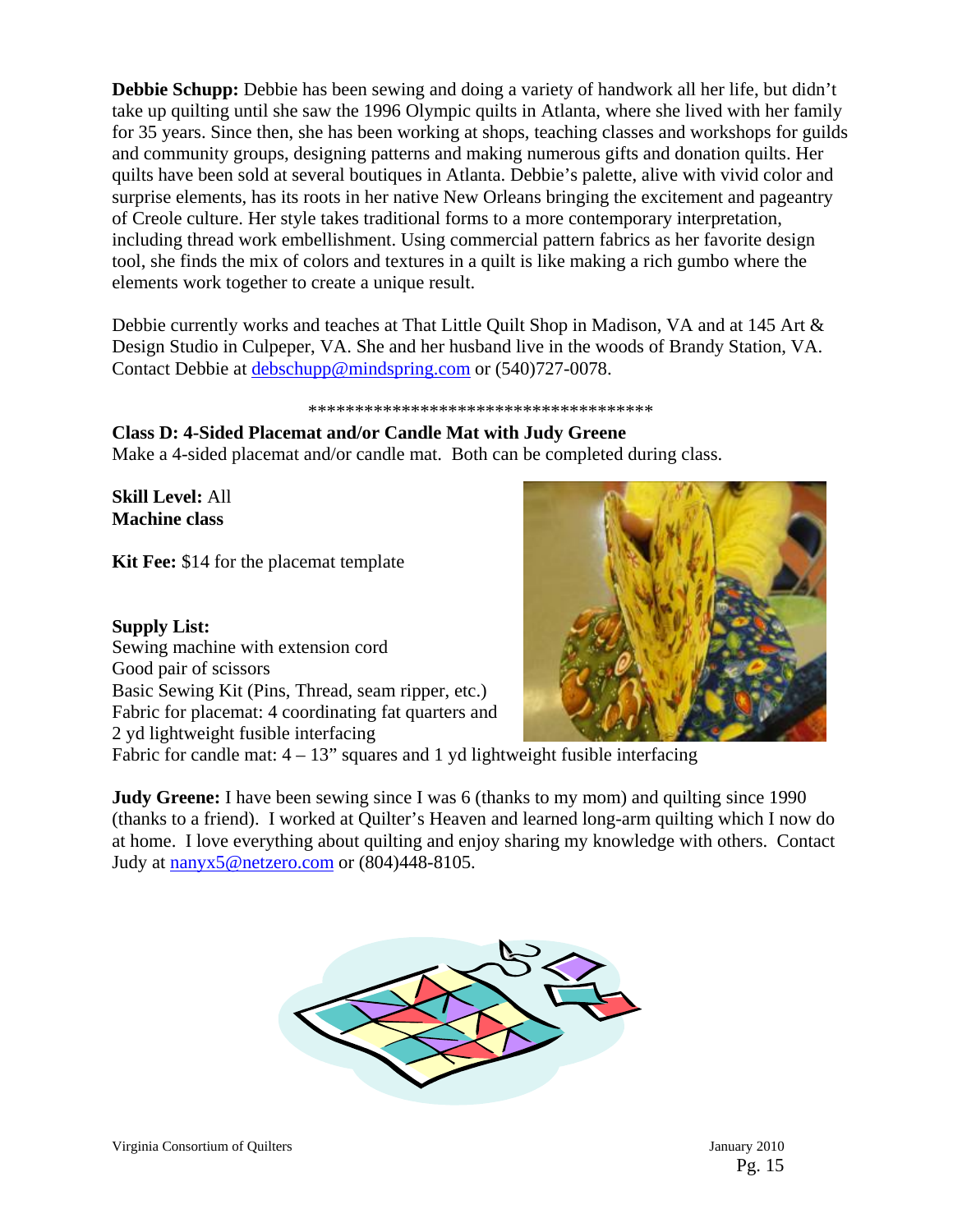**Debbie Schupp:** Debbie has been sewing and doing a variety of handwork all her life, but didn't take up quilting until she saw the 1996 Olympic quilts in Atlanta, where she lived with her family for 35 years. Since then, she has been working at shops, teaching classes and workshops for guilds and community groups, designing patterns and making numerous gifts and donation quilts. Her quilts have been sold at several boutiques in Atlanta. Debbie's palette, alive with vivid color and surprise elements, has its roots in her native New Orleans bringing the excitement and pageantry of Creole culture. Her style takes traditional forms to a more contemporary interpretation, including thread work embellishment. Using commercial pattern fabrics as her favorite design tool, she finds the mix of colors and textures in a quilt is like making a rich gumbo where the elements work together to create a unique result.

Debbie currently works and teaches at That Little Quilt Shop in Madison, VA and at 145 Art & Design Studio in Culpeper, VA. She and her husband live in the woods of Brandy Station, VA. Contact Debbie at debschupp@mindspring.com or (540)727-0078.

*************************************

**Class D: 4-Sided Placemat and/or Candle Mat with Judy Greene**
Make a 4-sided placemat and/or candle mat. Both can be completed during class.

**Skill Level:** All
**Machine class**

**Kit Fee:** $14 for the placemat template

**Supply List:**
Sewing machine with extension cord
Good pair of scissors
Basic Sewing Kit (Pins, Thread, seam ripper, etc.)
Fabric for placemat: 4 coordinating fat quarters and 2 yd lightweight fusible interfacing
Fabric for candle mat: 4 – 13" squares and 1 yd lightweight fusible interfacing

**Judy Greene:** I have been sewing since I was 6 (thanks to my mom) and quilting since 1990 (thanks to a friend). I worked at Quilter's Heaven and learned long-arm quilting which I now do at home. I love everything about quilting and enjoy sharing my knowledge with others. Contact Judy at nanyx5@netzero.com or (804)448-8105.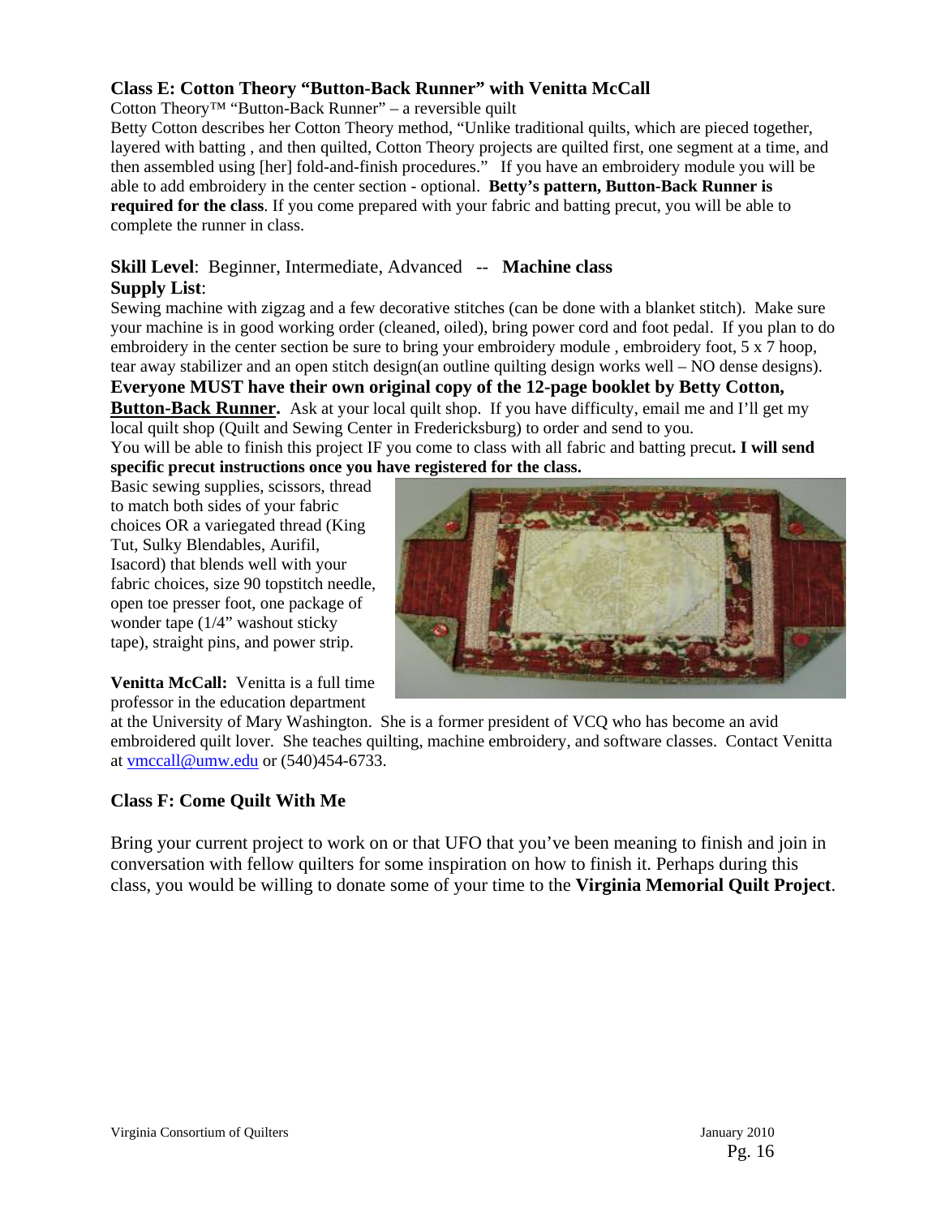### Class E: Cotton Theory "Button-Back Runner" with Venitta McCall

Cotton Theory™ "Button-Back Runner" – a reversible quilt

Betty Cotton describes her Cotton Theory method, "Unlike traditional quilts, which are pieced together, layered with batting , and then quilted, Cotton Theory projects are quilted first, one segment at a time, and then assembled using [her] fold-and-finish procedures." If you have an embroidery module you will be able to add embroidery in the center section - optional. **Betty's pattern, Button-Back Runner is required for the class**. If you come prepared with your fabric and batting precut, you will be able to complete the runner in class.

**Skill Level**: Beginner, Intermediate, Advanced -- **Machine class**

**Supply List**:

Sewing machine with zigzag and a few decorative stitches (can be done with a blanket stitch). Make sure your machine is in good working order (cleaned, oiled), bring power cord and foot pedal. If you plan to do embroidery in the center section be sure to bring your embroidery module , embroidery foot, 5 x 7 hoop, tear away stabilizer and an open stitch design(an outline quilting design works well – NO dense designs).

**Everyone MUST have their own original copy of the 12-page booklet by Betty Cotton, Button-Back Runner.** Ask at your local quilt shop. If you have difficulty, email me and I'll get my local quilt shop (Quilt and Sewing Center in Fredericksburg) to order and send to you.

You will be able to finish this project IF you come to class with all fabric and batting precut**. I will send specific precut instructions once you have registered for the class.**

Basic sewing supplies, scissors, thread to match both sides of your fabric choices OR a variegated thread (King Tut, Sulky Blendables, Aurifil, Isacord) that blends well with your fabric choices, size 90 topstitch needle, open toe presser foot, one package of wonder tape (1/4" washout sticky tape), straight pins, and power strip.

**Venitta McCall:** Venitta is a full time professor in the education department at the University of Mary Washington. She is a former president of VCQ who has become an avid embroidered quilt lover. She teaches quilting, machine embroidery, and software classes. Contact Venitta at vmccall@umw.edu or (540)454-6733.

### Class F: Come Quilt With Me

Bring your current project to work on or that UFO that you've been meaning to finish and join in conversation with fellow quilters for some inspiration on how to finish it. Perhaps during this class, you would be willing to donate some of your time to the **Virginia Memorial Quilt Project**.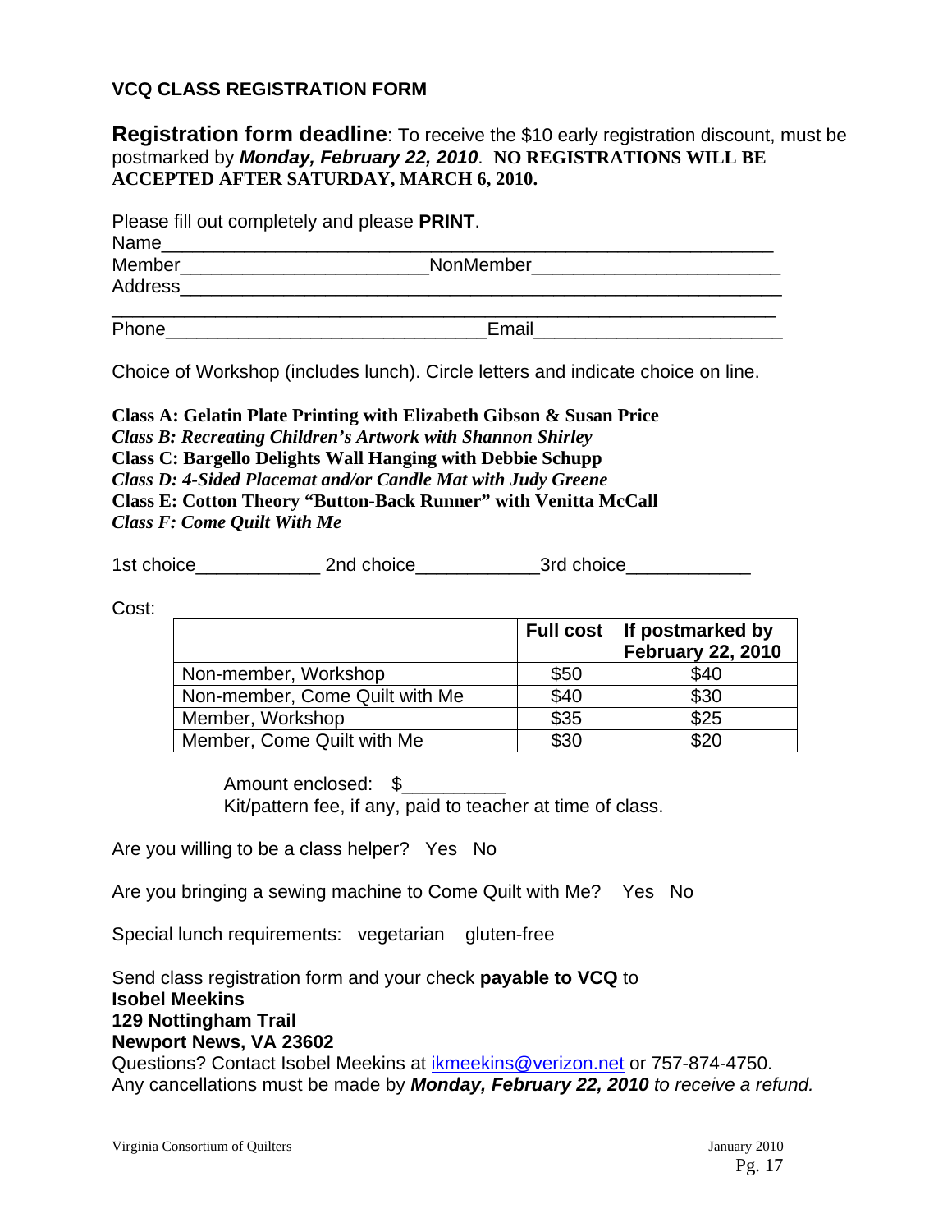## VCQ CLASS REGISTRATION FORM

**Registration form deadline**: To receive the $10 early registration discount, must be postmarked by ***Monday, February 22, 2010***. **NO REGISTRATIONS WILL BE ACCEPTED AFTER SATURDAY, MARCH 6, 2010.**

Please fill out completely and please **PRINT**.

Name_______________________________________________________

Member_______________________NonMember_______________________

Address_____________________________________________________

____________________________________________________________

Phone______________________________Email_______________________

Choice of Workshop (includes lunch). Circle letters and indicate choice on line.

**Class A: Gelatin Plate Printing with Elizabeth Gibson & Susan Price**
***Class B: Recreating Children's Artwork with Shannon Shirley***
**Class C: Bargello Delights Wall Hanging with Debbie Schupp**
***Class D: 4-Sided Placemat and/or Candle Mat with Judy Greene***
**Class E: Cotton Theory "Button-Back Runner" with Venitta McCall**
***Class F: Come Quilt With Me***

1st choice____________ 2nd choice____________3rd choice____________

Cost:

| | **Full cost** | **If postmarked by February 22, 2010** |
|---|---|---|
| Non-member, Workshop | $50 | $40 |
| Non-member, Come Quilt with Me | $40 | $30 |
| Member, Workshop | $35 | $25 |
| Member, Come Quilt with Me | $30 | $20 |

Amount enclosed: $__________
Kit/pattern fee, if any, paid to teacher at time of class.

Are you willing to be a class helper? Yes No

Are you bringing a sewing machine to Come Quilt with Me? Yes No

Special lunch requirements: vegetarian gluten-free

Send class registration form and your check **payable to VCQ** to
**Isobel Meekins**
**129 Nottingham Trail**
**Newport News, VA 23602**
Questions? Contact Isobel Meekins at ikmeekins@verizon.net or 757-874-4750.
Any cancellations must be made by ***Monday, February 22, 2010*** *to receive a refund.*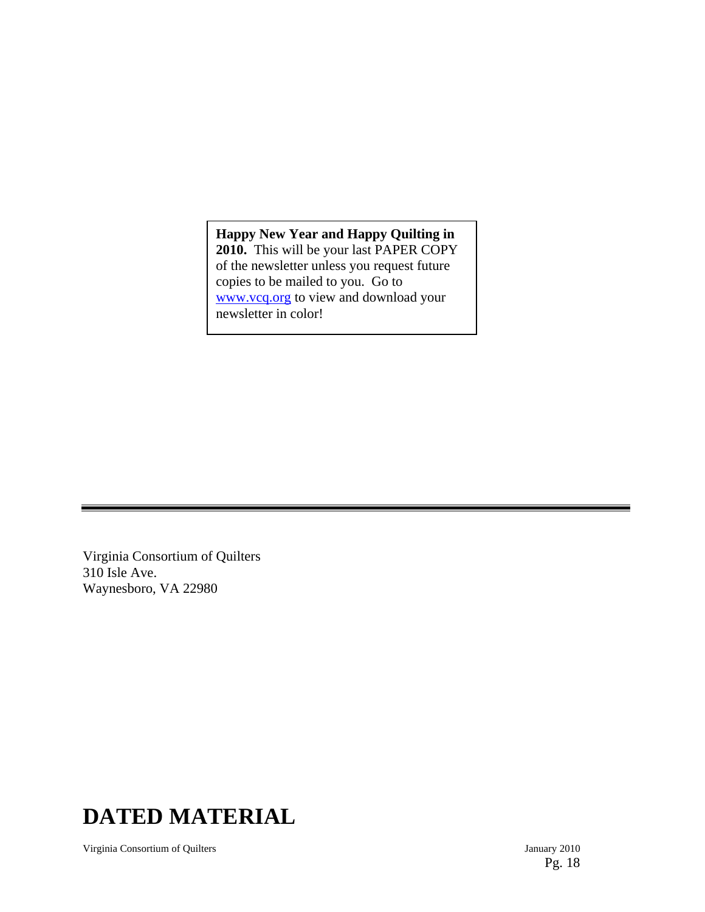**Happy New Year and Happy Quilting in 2010.** This will be your last PAPER COPY of the newsletter unless you request future copies to be mailed to you. Go to [www.vcq.org](http://www.vcq.org) to view and download your newsletter in color!

---

Virginia Consortium of Quilters
310 Isle Ave.
Waynesboro, VA 22980

# DATED MATERIAL